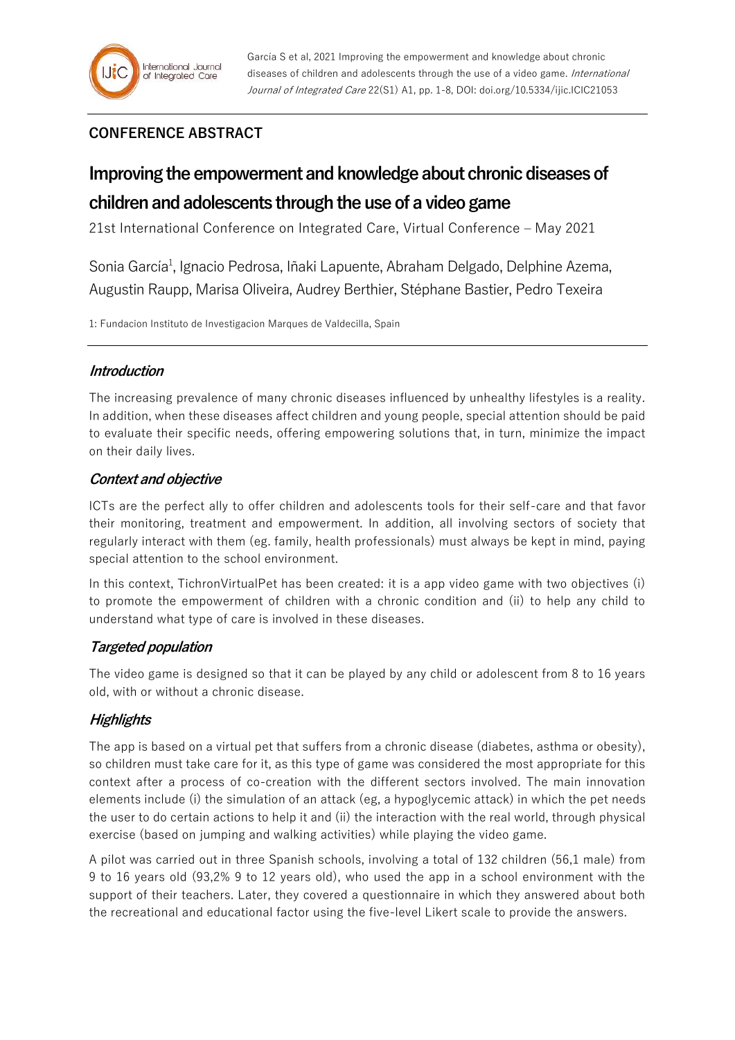García S et al, 2021 Improving the empowerment and knowledge about chronic diseases of children and adolescents through the use of a video game. *International Journal of Integrated Care* 22(S1) A1, pp. 1-8, DOI: doi.org/10.5334/ijic.ICIC21053

## CONFERENCE ABSTRACT

# Improving the empowerment and knowledge about chronic diseases of children and adolescents through the use of a video game

21st International Conference on Integrated Care, Virtual Conference – May 2021

Sonia García[1], Ignacio Pedrosa, Iñaki Lapuente, Abraham Delgado, Delphine Azema, Augustin Raupp, Marisa Oliveira, Audrey Berthier, Stéphane Bastier, Pedro Texeira

1: Fundacion Instituto de Investigacion Marques de Valdecilla, Spain

### *Introduction*

The increasing prevalence of many chronic diseases influenced by unhealthy lifestyles is a reality. In addition, when these diseases affect children and young people, special attention should be paid to evaluate their specific needs, offering empowering solutions that, in turn, minimize the impact on their daily lives.

### *Context and objective*

ICTs are the perfect ally to offer children and adolescents tools for their self-care and that favor their monitoring, treatment and empowerment. In addition, all involving sectors of society that regularly interact with them (eg. family, health professionals) must always be kept in mind, paying special attention to the school environment.

In this context, TichronVirtualPet has been created: it is a app video game with two objectives (i) to promote the empowerment of children with a chronic condition and (ii) to help any child to understand what type of care is involved in these diseases.

### *Targeted population*

The video game is designed so that it can be played by any child or adolescent from 8 to 16 years old, with or without a chronic disease.

### *Highlights*

The app is based on a virtual pet that suffers from a chronic disease (diabetes, asthma or obesity), so children must take care for it, as this type of game was considered the most appropriate for this context after a process of co-creation with the different sectors involved. The main innovation elements include (i) the simulation of an attack (eg, a hypoglycemic attack) in which the pet needs the user to do certain actions to help it and (ii) the interaction with the real world, through physical exercise (based on jumping and walking activities) while playing the video game.

A pilot was carried out in three Spanish schools, involving a total of 132 children (56,1 male) from 9 to 16 years old (93,2% 9 to 12 years old), who used the app in a school environment with the support of their teachers. Later, they covered a questionnaire in which they answered about both the recreational and educational factor using the five-level Likert scale to provide the answers.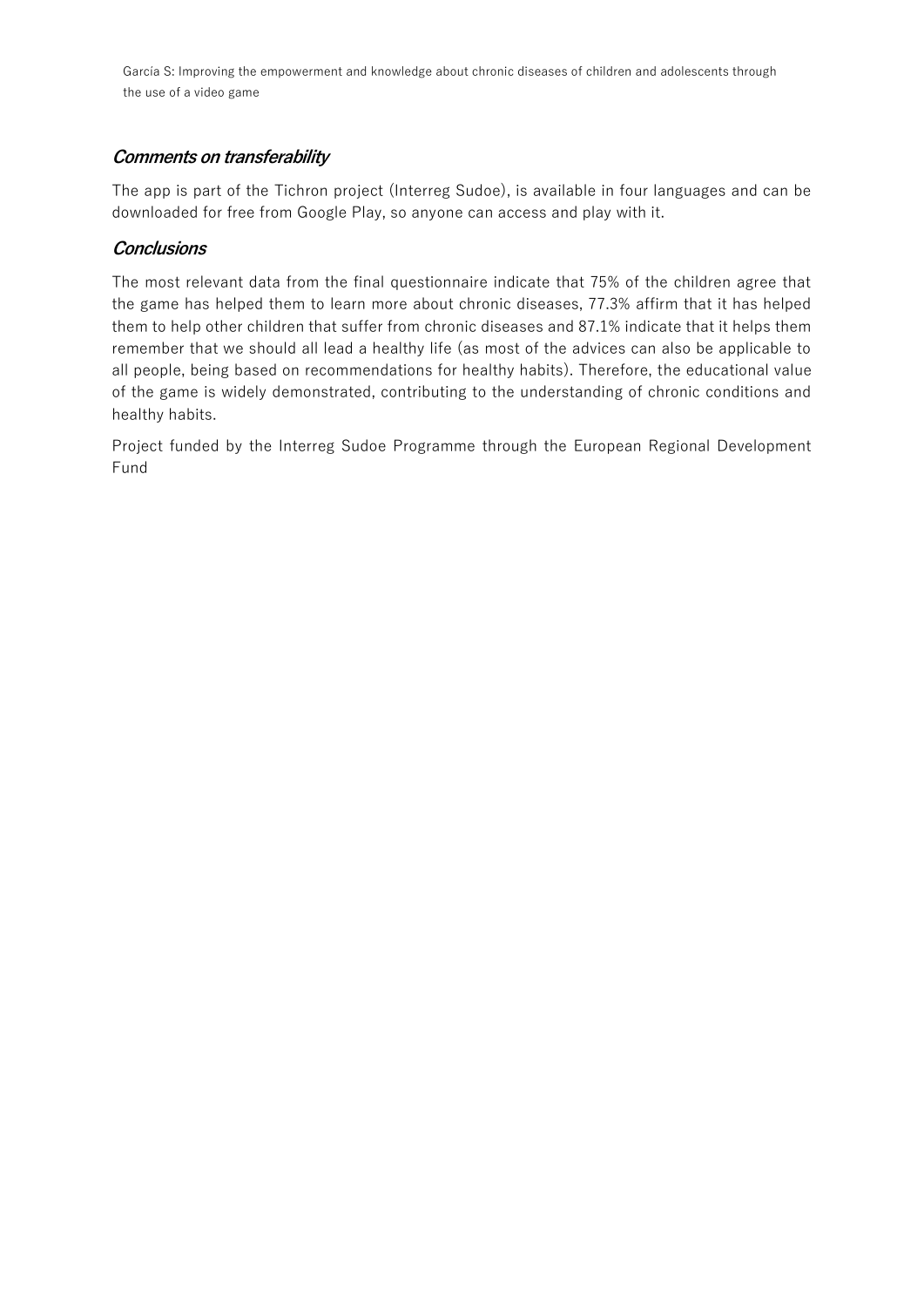### *Comments on transferability*

The app is part of the Tichron project (Interreg Sudoe), is available in four languages and can be downloaded for free from Google Play, so anyone can access and play with it.

### *Conclusions*

The most relevant data from the final questionnaire indicate that 75% of the children agree that the game has helped them to learn more about chronic diseases, 77.3% affirm that it has helped them to help other children that suffer from chronic diseases and 87.1% indicate that it helps them remember that we should all lead a healthy life (as most of the advices can also be applicable to all people, being based on recommendations for healthy habits). Therefore, the educational value of the game is widely demonstrated, contributing to the understanding of chronic conditions and healthy habits.

Project funded by the Interreg Sudoe Programme through the European Regional Development Fund